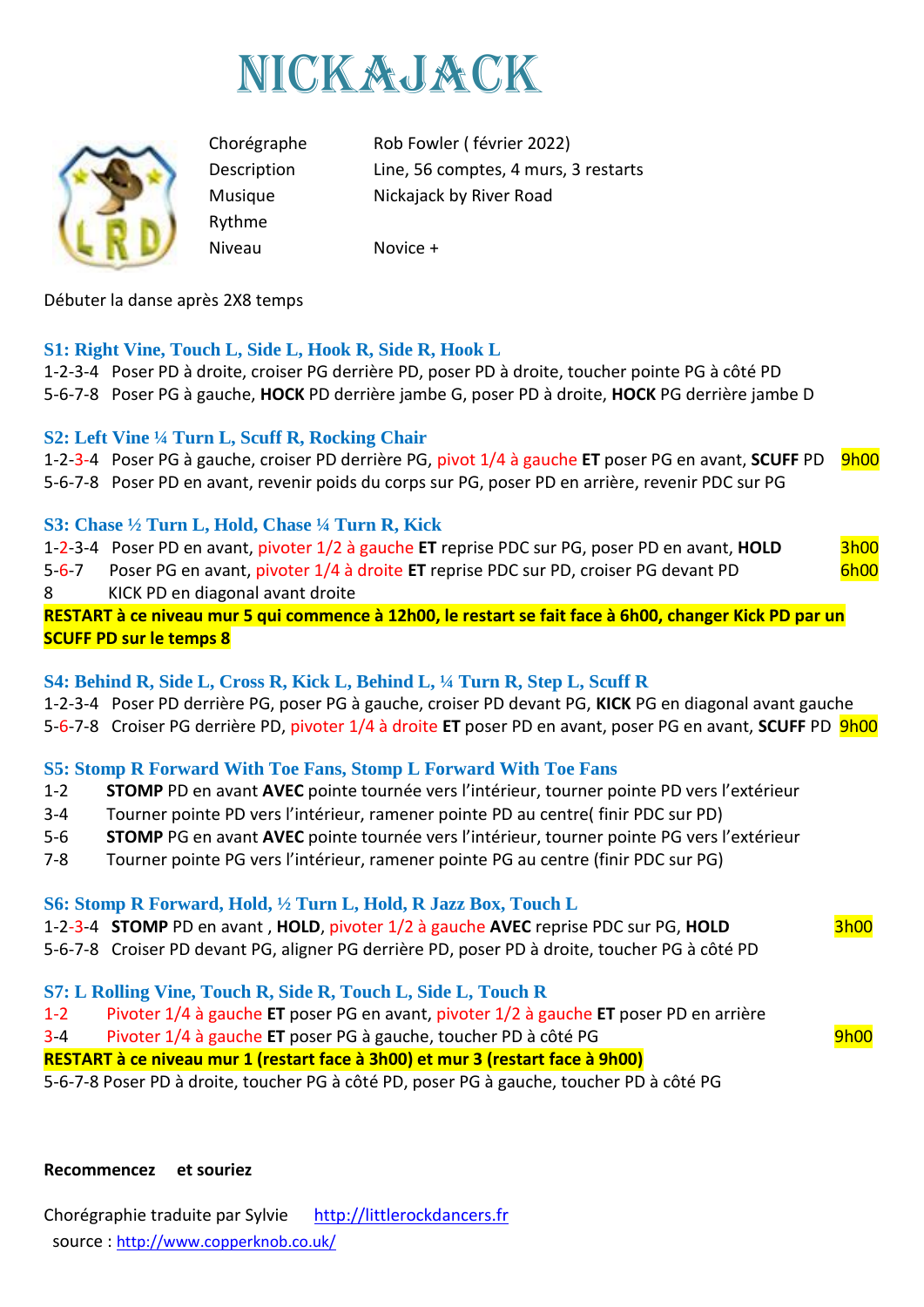# NICKAJACK

| | |
|---|---|
| Chorégraphe | Rob Fowler ( février 2022) |
| Description | Line, 56 comptes, 4 murs, 3 restarts |
| Musique | Nickajack by River Road |
| Rythme | |
| Niveau | Novice + |

Débuter la danse après 2X8 temps

### S1: Right Vine, Touch L, Side L, Hook R, Side R, Hook L

1-2-3-4 Poser PD à droite, croiser PG derrière PD, poser PD à droite, toucher pointe PG à côté PD
5-6-7-8 Poser PG à gauche, **HOCK** PD derrière jambe G, poser PD à droite, **HOCK** PG derrière jambe D

### S2: Left Vine ¼ Turn L, Scuff R, Rocking Chair

1-2-3-4 Poser PG à gauche, croiser PD derrière PG, pivot 1/4 à gauche **ET** poser PG en avant, **SCUFF** PD 9h00
5-6-7-8 Poser PD en avant, revenir poids du corps sur PG, poser PD en arrière, revenir PDC sur PG

### S3: Chase ½ Turn L, Hold, Chase ¼ Turn R, Kick

1-2-3-4 Poser PD en avant, pivoter 1/2 à gauche **ET** reprise PDC sur PG, poser PD en avant, **HOLD** 3h00
5-6-7 Poser PG en avant, pivoter 1/4 à droite **ET** reprise PDC sur PD, croiser PG devant PD 6h00
8 KICK PD en diagonal avant droite

**RESTART à ce niveau mur 5 qui commence à 12h00, le restart se fait face à 6h00, changer Kick PD par un SCUFF PD sur le temps 8**

### S4: Behind R, Side L, Cross R, Kick L, Behind L, ¼ Turn R, Step L, Scuff R

1-2-3-4 Poser PD derrière PG, poser PG à gauche, croiser PD devant PG, **KICK** PG en diagonal avant gauche
5-6-7-8 Croiser PG derrière PD, pivoter 1/4 à droite **ET** poser PD en avant, poser PG en avant, **SCUFF** PD 9h00

### S5: Stomp R Forward With Toe Fans, Stomp L Forward With Toe Fans

1-2 **STOMP** PD en avant **AVEC** pointe tournée vers l'intérieur, tourner pointe PD vers l'extérieur
3-4 Tourner pointe PD vers l'intérieur, ramener pointe PD au centre( finir PDC sur PD)
5-6 **STOMP** PG en avant **AVEC** pointe tournée vers l'intérieur, tourner pointe PG vers l'extérieur
7-8 Tourner pointe PG vers l'intérieur, ramener pointe PG au centre (finir PDC sur PG)

### S6: Stomp R Forward, Hold, ½ Turn L, Hold, R Jazz Box, Touch L

1-2-3-4 **STOMP** PD en avant , **HOLD**, pivoter 1/2 à gauche **AVEC** reprise PDC sur PG, **HOLD** 3h00
5-6-7-8 Croiser PD devant PG, aligner PG derrière PD, poser PD à droite, toucher PG à côté PD

### S7: L Rolling Vine, Touch R, Side R, Touch L, Side L, Touch R

1-2 Pivoter 1/4 à gauche **ET** poser PG en avant, pivoter 1/2 à gauche **ET** poser PD en arrière
3-4 Pivoter 1/4 à gauche **ET** poser PG à gauche, toucher PD à côté PG 9h00

**RESTART à ce niveau mur 1 (restart face à 3h00) et mur 3 (restart face à 9h00)**

5-6-7-8 Poser PD à droite, toucher PG à côté PD, poser PG à gauche, toucher PD à côté PG

**Recommencez et souriez**

Chorégraphie traduite par Sylvie http://littlerockdancers.fr
source : http://www.copperknob.co.uk/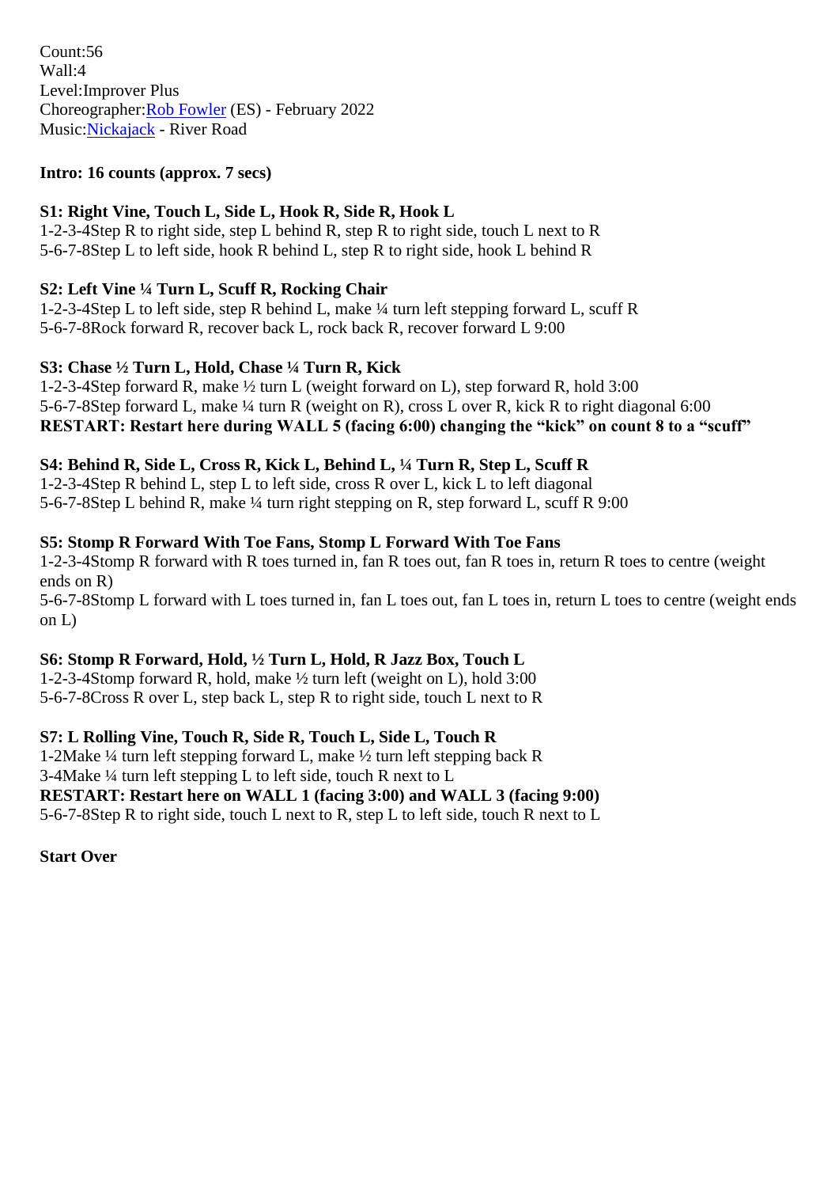Count:56  
Wall:4  
Level:Improver Plus  
Choreographer:Rob Fowler (ES) - February 2022  
Music:Nickajack - River Road

**Intro: 16 counts (approx. 7 secs)**

**S1: Right Vine, Touch L, Side L, Hook R, Side R, Hook L**  
1-2-3-4Step R to right side, step L behind R, step R to right side, touch L next to R  
5-6-7-8Step L to left side, hook R behind L, step R to right side, hook L behind R

**S2: Left Vine ¼ Turn L, Scuff R, Rocking Chair**  
1-2-3-4Step L to left side, step R behind L, make ¼ turn left stepping forward L, scuff R  
5-6-7-8Rock forward R, recover back L, rock back R, recover forward L 9:00

**S3: Chase ½ Turn L, Hold, Chase ¼ Turn R, Kick**  
1-2-3-4Step forward R, make ½ turn L (weight forward on L), step forward R, hold 3:00  
5-6-7-8Step forward L, make ¼ turn R (weight on R), cross L over R, kick R to right diagonal 6:00  
**RESTART: Restart here during WALL 5 (facing 6:00) changing the "kick" on count 8 to a "scuff"**

**S4: Behind R, Side L, Cross R, Kick L, Behind L, ¼ Turn R, Step L, Scuff R**  
1-2-3-4Step R behind L, step L to left side, cross R over L, kick L to left diagonal  
5-6-7-8Step L behind R, make ¼ turn right stepping on R, step forward L, scuff R 9:00

**S5: Stomp R Forward With Toe Fans, Stomp L Forward With Toe Fans**  
1-2-3-4Stomp R forward with R toes turned in, fan R toes out, fan R toes in, return R toes to centre (weight ends on R)  
5-6-7-8Stomp L forward with L toes turned in, fan L toes out, fan L toes in, return L toes to centre (weight ends on L)

**S6: Stomp R Forward, Hold, ½ Turn L, Hold, R Jazz Box, Touch L**  
1-2-3-4Stomp forward R, hold, make ½ turn left (weight on L), hold 3:00  
5-6-7-8Cross R over L, step back L, step R to right side, touch L next to R

**S7: L Rolling Vine, Touch R, Side R, Touch L, Side L, Touch R**  
1-2Make ¼ turn left stepping forward L, make ½ turn left stepping back R  
3-4Make ¼ turn left stepping L to left side, touch R next to L  
**RESTART: Restart here on WALL 1 (facing 3:00) and WALL 3 (facing 9:00)**  
5-6-7-8Step R to right side, touch L next to R, step L to left side, touch R next to L

**Start Over**